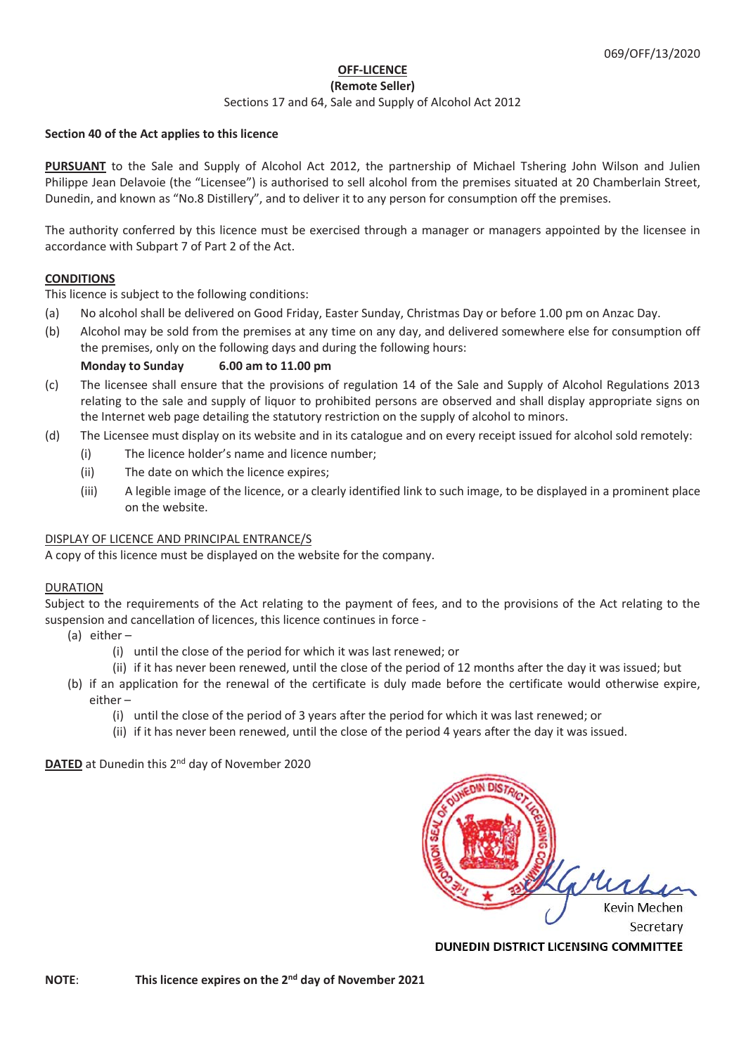069/OFF/13/2020

**OFF-LICENCE**

**(Remote Seller)**

Sections 17 and 64, Sale and Supply of Alcohol Act 2012

**Section 40 of the Act applies to this licence**

**PURSUANT** to the Sale and Supply of Alcohol Act 2012, the partnership of Michael Tshering John Wilson and Julien Philippe Jean Delavoie (the "Licensee") is authorised to sell alcohol from the premises situated at 20 Chamberlain Street, Dunedin, and known as "No.8 Distillery", and to deliver it to any person for consumption off the premises.

The authority conferred by this licence must be exercised through a manager or managers appointed by the licensee in accordance with Subpart 7 of Part 2 of the Act.

**CONDITIONS**

This licence is subject to the following conditions:

(a) No alcohol shall be delivered on Good Friday, Easter Sunday, Christmas Day or before 1.00 pm on Anzac Day.

(b) Alcohol may be sold from the premises at any time on any day, and delivered somewhere else for consumption off the premises, only on the following days and during the following hours:

**Monday to Sunday 6.00 am to 11.00 pm**

(c) The licensee shall ensure that the provisions of regulation 14 of the Sale and Supply of Alcohol Regulations 2013 relating to the sale and supply of liquor to prohibited persons are observed and shall display appropriate signs on the Internet web page detailing the statutory restriction on the supply of alcohol to minors.

(d) The Licensee must display on its website and in its catalogue and on every receipt issued for alcohol sold remotely:
   - (i) The licence holder's name and licence number;
   - (ii) The date on which the licence expires;
   - (iii) A legible image of the licence, or a clearly identified link to such image, to be displayed in a prominent place on the website.

DISPLAY OF LICENCE AND PRINCIPAL ENTRANCE/S

A copy of this licence must be displayed on the website for the company.

DURATION

Subject to the requirements of the Act relating to the payment of fees, and to the provisions of the Act relating to the suspension and cancellation of licences, this licence continues in force -

(a) either –
   - (i) until the close of the period for which it was last renewed; or
   - (ii) if it has never been renewed, until the close of the period of 12 months after the day it was issued; but

(b) if an application for the renewal of the certificate is duly made before the certificate would otherwise expire, either –
   - (i) until the close of the period of 3 years after the period for which it was last renewed; or
   - (ii) if it has never been renewed, until the close of the period 4 years after the day it was issued.

**DATED** at Dunedin this 2nd day of November 2020

Kevin Mechen

Secretary

**DUNEDIN DISTRICT LICENSING COMMITTEE**

**NOTE**: **This licence expires on the 2nd day of November 2021**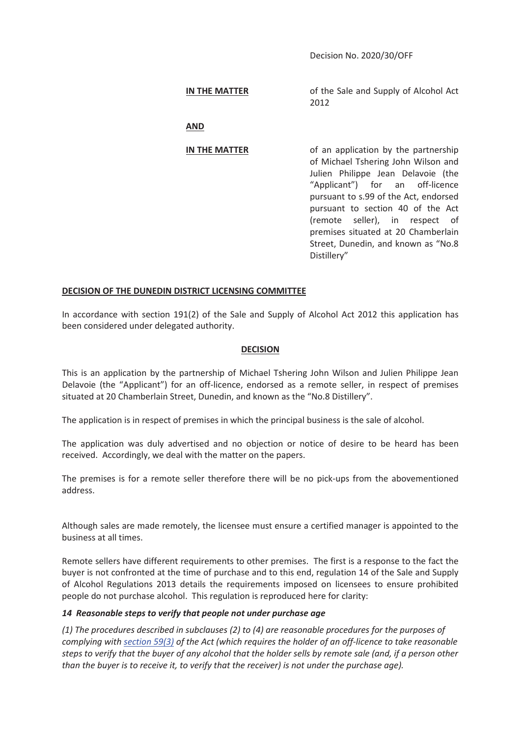Decision No. 2020/30/OFF

| | |
|---|---|
| **IN THE MATTER** | of the Sale and Supply of Alcohol Act 2012 |
| **AND** | |
| **IN THE MATTER** | of an application by the partnership of Michael Tshering John Wilson and Julien Philippe Jean Delavoie (the "Applicant") for an off-licence pursuant to s.99 of the Act, endorsed pursuant to section 40 of the Act (remote seller), in respect of premises situated at 20 Chamberlain Street, Dunedin, and known as "No.8 Distillery" |

**DECISION OF THE DUNEDIN DISTRICT LICENSING COMMITTEE**

In accordance with section 191(2) of the Sale and Supply of Alcohol Act 2012 this application has been considered under delegated authority.

**DECISION**

This is an application by the partnership of Michael Tshering John Wilson and Julien Philippe Jean Delavoie (the "Applicant") for an off-licence, endorsed as a remote seller, in respect of premises situated at 20 Chamberlain Street, Dunedin, and known as the "No.8 Distillery".

The application is in respect of premises in which the principal business is the sale of alcohol.

The application was duly advertised and no objection or notice of desire to be heard has been received. Accordingly, we deal with the matter on the papers.

The premises is for a remote seller therefore there will be no pick-ups from the abovementioned address.

Although sales are made remotely, the licensee must ensure a certified manager is appointed to the business at all times.

Remote sellers have different requirements to other premises. The first is a response to the fact the buyer is not confronted at the time of purchase and to this end, regulation 14 of the Sale and Supply of Alcohol Regulations 2013 details the requirements imposed on licensees to ensure prohibited people do not purchase alcohol. This regulation is reproduced here for clarity:

***14 Reasonable steps to verify that people not under purchase age***

*(1) The procedures described in subclauses (2) to (4) are reasonable procedures for the purposes of complying with section 59(3) of the Act (which requires the holder of an off-licence to take reasonable steps to verify that the buyer of any alcohol that the holder sells by remote sale (and, if a person other than the buyer is to receive it, to verify that the receiver) is not under the purchase age).*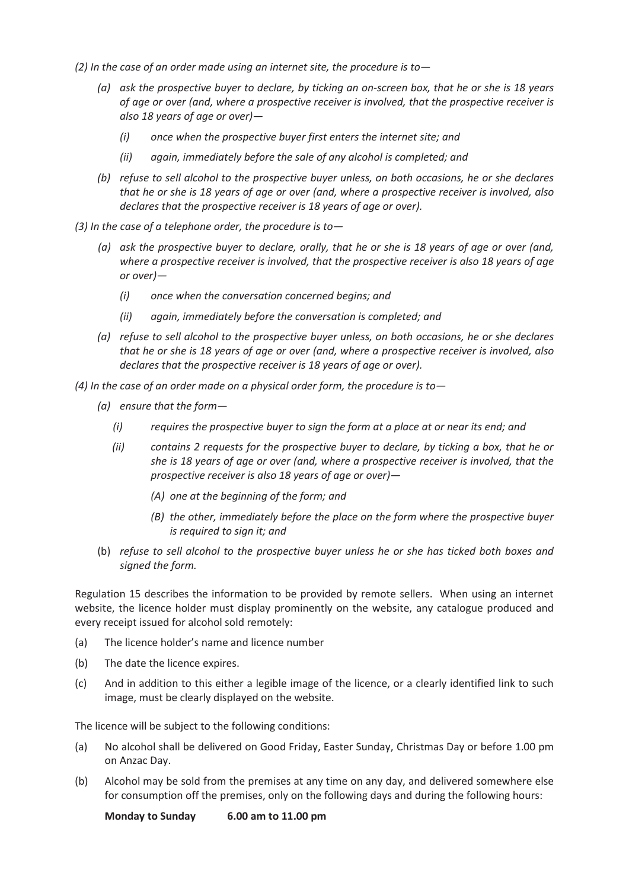*(2) In the case of an order made using an internet site, the procedure is to—*

> *(a) ask the prospective buyer to declare, by ticking an on-screen box, that he or she is 18 years of age or over (and, where a prospective receiver is involved, that the prospective receiver is also 18 years of age or over)—*
>
> > *(i) once when the prospective buyer first enters the internet site; and*
> >
> > *(ii) again, immediately before the sale of any alcohol is completed; and*
>
> *(b) refuse to sell alcohol to the prospective buyer unless, on both occasions, he or she declares that he or she is 18 years of age or over (and, where a prospective receiver is involved, also declares that the prospective receiver is 18 years of age or over).*

*(3) In the case of a telephone order, the procedure is to—*

> *(a) ask the prospective buyer to declare, orally, that he or she is 18 years of age or over (and, where a prospective receiver is involved, that the prospective receiver is also 18 years of age or over)—*
>
> > *(i) once when the conversation concerned begins; and*
> >
> > *(ii) again, immediately before the conversation is completed; and*
>
> *(a) refuse to sell alcohol to the prospective buyer unless, on both occasions, he or she declares that he or she is 18 years of age or over (and, where a prospective receiver is involved, also declares that the prospective receiver is 18 years of age or over).*

*(4) In the case of an order made on a physical order form, the procedure is to—*

> *(a) ensure that the form—*
>
> > *(i) requires the prospective buyer to sign the form at a place at or near its end; and*
> >
> > *(ii) contains 2 requests for the prospective buyer to declare, by ticking a box, that he or she is 18 years of age or over (and, where a prospective receiver is involved, that the prospective receiver is also 18 years of age or over)—*
> >
> > > *(A) one at the beginning of the form; and*
> > >
> > > *(B) the other, immediately before the place on the form where the prospective buyer is required to sign it; and*
>
> (b) *refuse to sell alcohol to the prospective buyer unless he or she has ticked both boxes and signed the form.*

Regulation 15 describes the information to be provided by remote sellers. When using an internet website, the licence holder must display prominently on the website, any catalogue produced and every receipt issued for alcohol sold remotely:

(a) The licence holder's name and licence number

(b) The date the licence expires.

(c) And in addition to this either a legible image of the licence, or a clearly identified link to such image, must be clearly displayed on the website.

The licence will be subject to the following conditions:

(a) No alcohol shall be delivered on Good Friday, Easter Sunday, Christmas Day or before 1.00 pm on Anzac Day.

(b) Alcohol may be sold from the premises at any time on any day, and delivered somewhere else for consumption off the premises, only on the following days and during the following hours:

**Monday to Sunday** **6.00 am to 11.00 pm**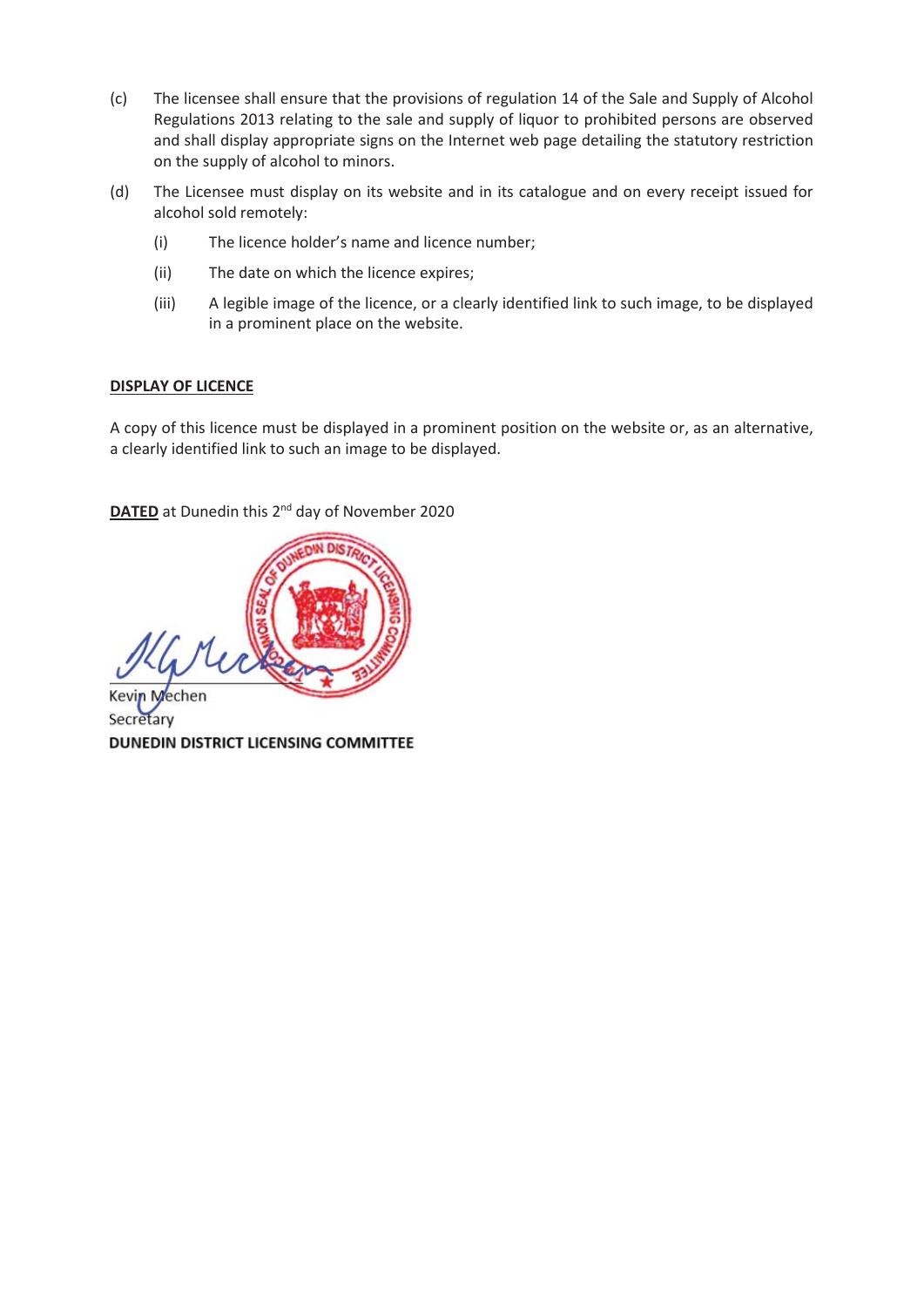(c) The licensee shall ensure that the provisions of regulation 14 of the Sale and Supply of Alcohol Regulations 2013 relating to the sale and supply of liquor to prohibited persons are observed and shall display appropriate signs on the Internet web page detailing the statutory restriction on the supply of alcohol to minors.

(d) The Licensee must display on its website and in its catalogue and on every receipt issued for alcohol sold remotely:

  (i) The licence holder's name and licence number;

  (ii) The date on which the licence expires;

  (iii) A legible image of the licence, or a clearly identified link to such image, to be displayed in a prominent place on the website.

**DISPLAY OF LICENCE**

A copy of this licence must be displayed in a prominent position on the website or, as an alternative, a clearly identified link to such an image to be displayed.

**DATED** at Dunedin this 2nd day of November 2020

Kevin Mechen
Secretary
**DUNEDIN DISTRICT LICENSING COMMITTEE**